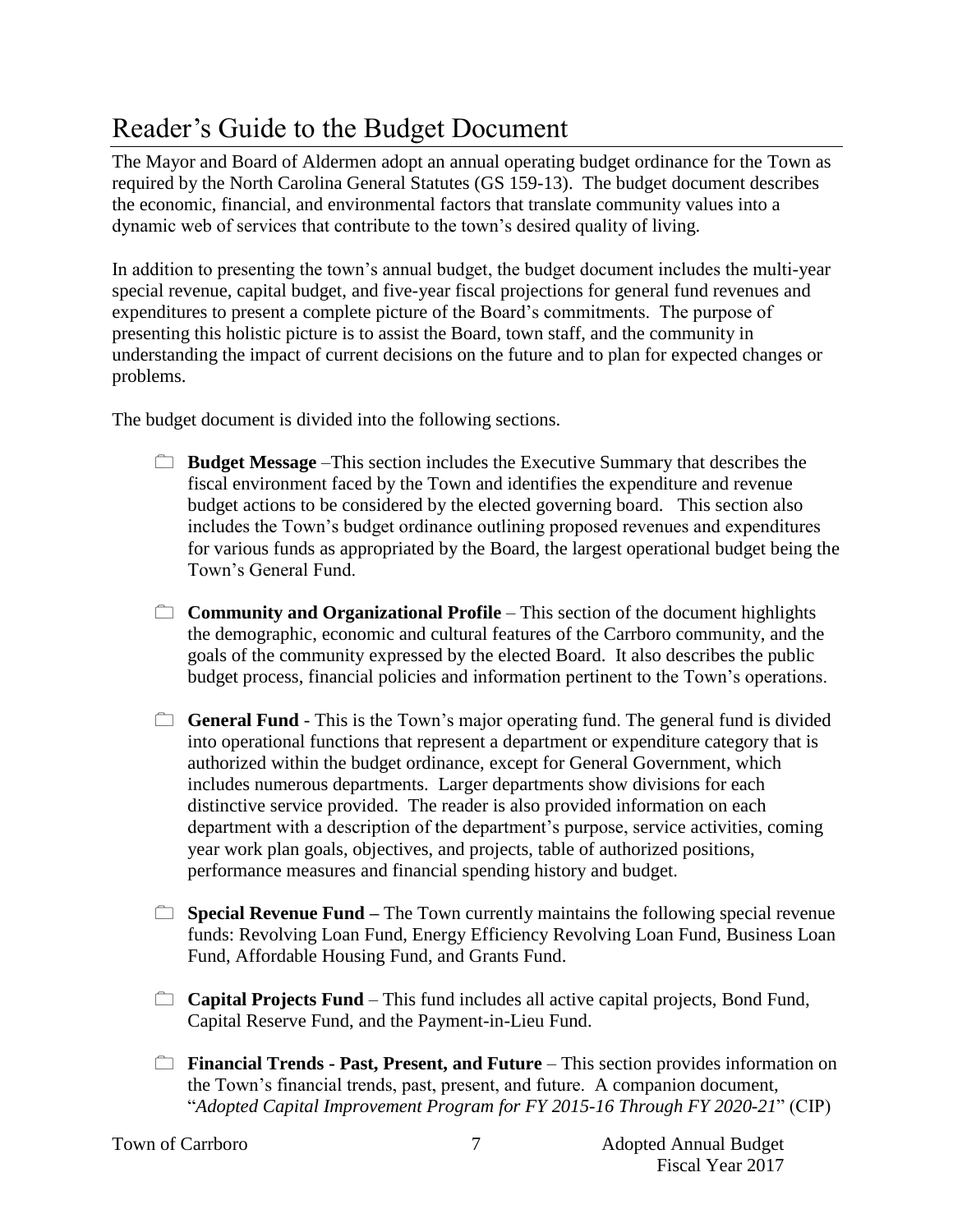# Reader's Guide to the Budget Document

The Mayor and Board of Aldermen adopt an annual operating budget ordinance for the Town as required by the North Carolina General Statutes (GS 159-13). The budget document describes the economic, financial, and environmental factors that translate community values into a dynamic web of services that contribute to the town's desired quality of living.

In addition to presenting the town's annual budget, the budget document includes the multi-year special revenue, capital budget, and five-year fiscal projections for general fund revenues and expenditures to present a complete picture of the Board's commitments. The purpose of presenting this holistic picture is to assist the Board, town staff, and the community in understanding the impact of current decisions on the future and to plan for expected changes or problems.

The budget document is divided into the following sections.

- **Budget Message** –This section includes the Executive Summary that describes the fiscal environment faced by the Town and identifies the expenditure and revenue budget actions to be considered by the elected governing board. This section also includes the Town's budget ordinance outlining proposed revenues and expenditures for various funds as appropriated by the Board, the largest operational budget being the Town's General Fund.

- **Community and Organizational Profile** – This section of the document highlights the demographic, economic and cultural features of the Carrboro community, and the goals of the community expressed by the elected Board. It also describes the public budget process, financial policies and information pertinent to the Town's operations.

- **General Fund** - This is the Town's major operating fund. The general fund is divided into operational functions that represent a department or expenditure category that is authorized within the budget ordinance, except for General Government, which includes numerous departments. Larger departments show divisions for each distinctive service provided. The reader is also provided information on each department with a description of the department's purpose, service activities, coming year work plan goals, objectives, and projects, table of authorized positions, performance measures and financial spending history and budget.

- **Special Revenue Fund –** The Town currently maintains the following special revenue funds: Revolving Loan Fund, Energy Efficiency Revolving Loan Fund, Business Loan Fund, Affordable Housing Fund, and Grants Fund.

- **Capital Projects Fund** – This fund includes all active capital projects, Bond Fund, Capital Reserve Fund, and the Payment-in-Lieu Fund.

- **Financial Trends - Past, Present, and Future** – This section provides information on the Town's financial trends, past, present, and future. A companion document, "*Adopted Capital Improvement Program for FY 2015-16 Through FY 2020-21*" (CIP)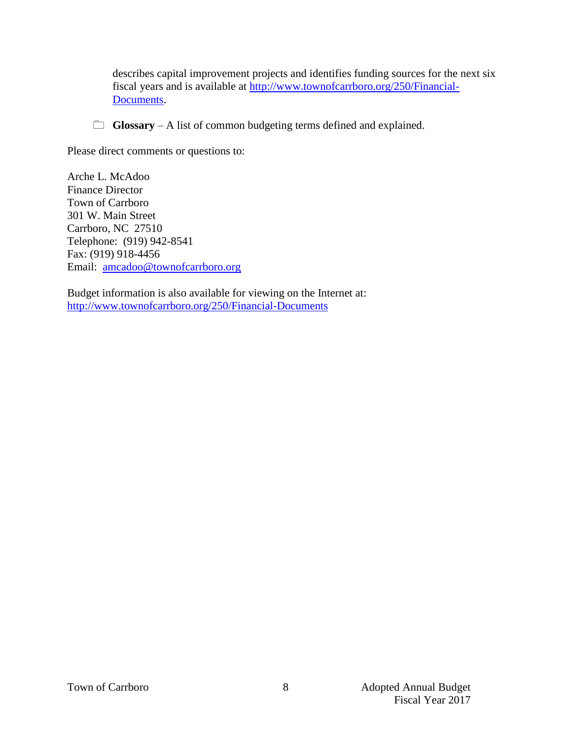describes capital improvement projects and identifies funding sources for the next six fiscal years and is available at http://www.townofcarrboro.org/250/Financial-Documents.

- **Glossary** – A list of common budgeting terms defined and explained.

Please direct comments or questions to:

Arche L. McAdoo
Finance Director
Town of Carrboro
301 W. Main Street
Carrboro, NC 27510
Telephone: (919) 942-8541
Fax: (919) 918-4456
Email: amcadoo@townofcarrboro.org

Budget information is also available for viewing on the Internet at:
http://www.townofcarrboro.org/250/Financial-Documents